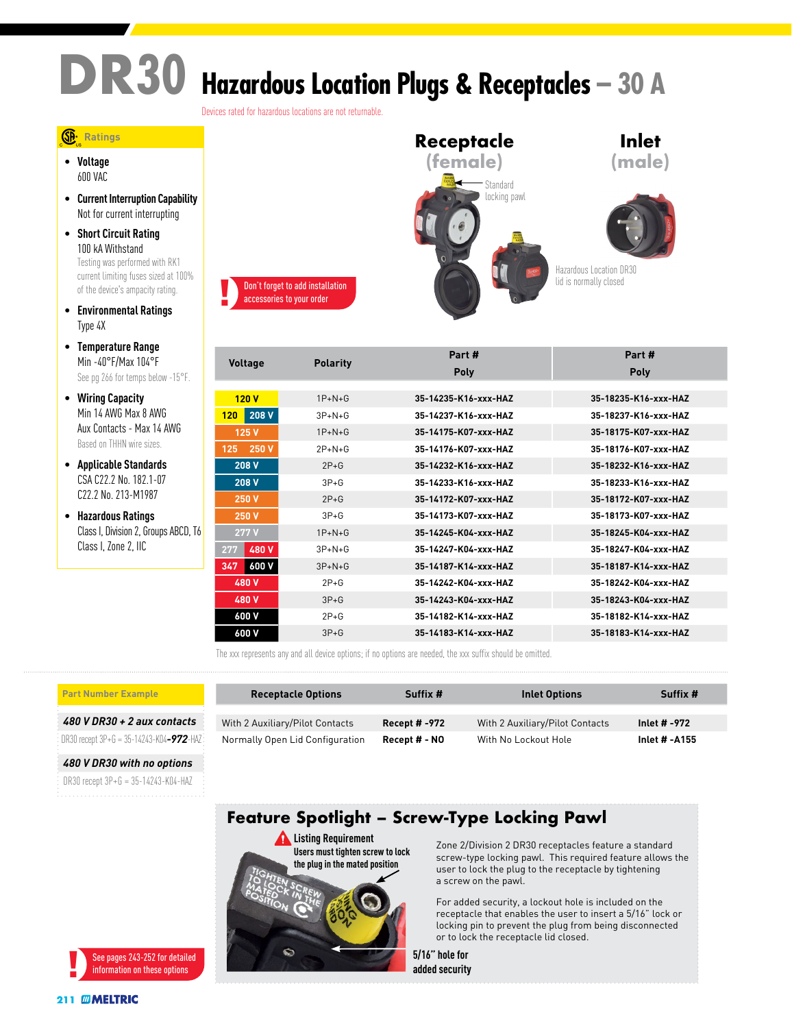# DR30 Hazardous Location Plugs & Receptacles – 30 A

Devices rated for hazardous locations are not returnable.

## Ratings

- **Voltage**
  600 VAC
- **Current Interruption Capability**
  Not for current interrupting
- **Short Circuit Rating**
  100 kA Withstand
  Testing was performed with RK1 current limiting fuses sized at 100% of the device's ampacity rating.
- **Environmental Ratings**
  Type 4X
- **Temperature Range**
  Min -40°F/Max 104°F
  See pg 266 for temps below -15°F.
- **Wiring Capacity**
  Min 14 AWG Max 8 AWG
  Aux Contacts - Max 14 AWG
  Based on THHN wire sizes.
- **Applicable Standards**
  CSA C22.2 No. 182.1-07
  C22.2 No. 213-M1987
- **Hazardous Ratings**
  Class I, Division 2, Groups ABCD, T6
  Class I, Zone 2, IIC

**Receptacle (female)** — Standard locking pawl

**Inlet (male)** — Hazardous Location DR30 lid is normally closed

! Don't forget to add installation accessories to your order

| Voltage | Polarity | Receptacle (female) Part # Poly | Inlet (male) Part # Poly |
|---|---|---|---|
| 120 V | 1P+N+G | 35-14235-K16-xxx-HAZ | 35-18235-K16-xxx-HAZ |
| 120 / 208 V | 3P+N+G | 35-14237-K16-xxx-HAZ | 35-18237-K16-xxx-HAZ |
| 125 V | 1P+N+G | 35-14175-K07-xxx-HAZ | 35-18175-K07-xxx-HAZ |
| 125 / 250 V | 2P+N+G | 35-14176-K07-xxx-HAZ | 35-18176-K07-xxx-HAZ |
| 208 V | 2P+G | 35-14232-K16-xxx-HAZ | 35-18232-K16-xxx-HAZ |
| 208 V | 3P+G | 35-14233-K16-xxx-HAZ | 35-18233-K16-xxx-HAZ |
| 250 V | 2P+G | 35-14172-K07-xxx-HAZ | 35-18172-K07-xxx-HAZ |
| 250 V | 3P+G | 35-14173-K07-xxx-HAZ | 35-18173-K07-xxx-HAZ |
| 277 V | 1P+N+G | 35-14245-K04-xxx-HAZ | 35-18245-K04-xxx-HAZ |
| 277 / 480 V | 3P+N+G | 35-14247-K04-xxx-HAZ | 35-18247-K04-xxx-HAZ |
| 347 / 600 V | 3P+N+G | 35-14187-K14-xxx-HAZ | 35-18187-K14-xxx-HAZ |
| 480 V | 2P+G | 35-14242-K04-xxx-HAZ | 35-18242-K04-xxx-HAZ |
| 480 V | 3P+G | 35-14243-K04-xxx-HAZ | 35-18243-K04-xxx-HAZ |
| 600 V | 2P+G | 35-14182-K14-xxx-HAZ | 35-18182-K14-xxx-HAZ |
| 600 V | 3P+G | 35-14183-K14-xxx-HAZ | 35-18183-K14-xxx-HAZ |

The xxx represents any and all device options; if no options are needed, the xxx suffix should be omitted.

### Part Number Example

***480 V DR30 + 2 aux contacts***
DR30 recept 3P+G = 35-14243-K04-**972**-HAZ

***480 V DR30 with no options***
DR30 recept 3P+G = 35-14243-K04-HAZ

| Receptacle Options | Suffix # | Inlet Options | Suffix # |
|---|---|---|---|
| With 2 Auxiliary/Pilot Contacts | **Recept # -972** | With 2 Auxiliary/Pilot Contacts | **Inlet # -972** |
| Normally Open Lid Configuration | **Recept # - NO** | With No Lockout Hole | **Inlet # -A155** |

! See pages 243-252 for detailed information on these options

## Feature Spotlight – Screw-Type Locking Pawl

**Listing Requirement**
**Users must tighten screw to lock the plug in the mated position**

**5/16" hole for added security**

Zone 2/Division 2 DR30 receptacles feature a standard screw-type locking pawl. This required feature allows the user to lock the plug to the receptacle by tightening a screw on the pawl.

For added security, a lockout hole is included on the receptacle that enables the user to insert a 5/16" lock or locking pin to prevent the plug from being disconnected or to lock the receptacle lid closed.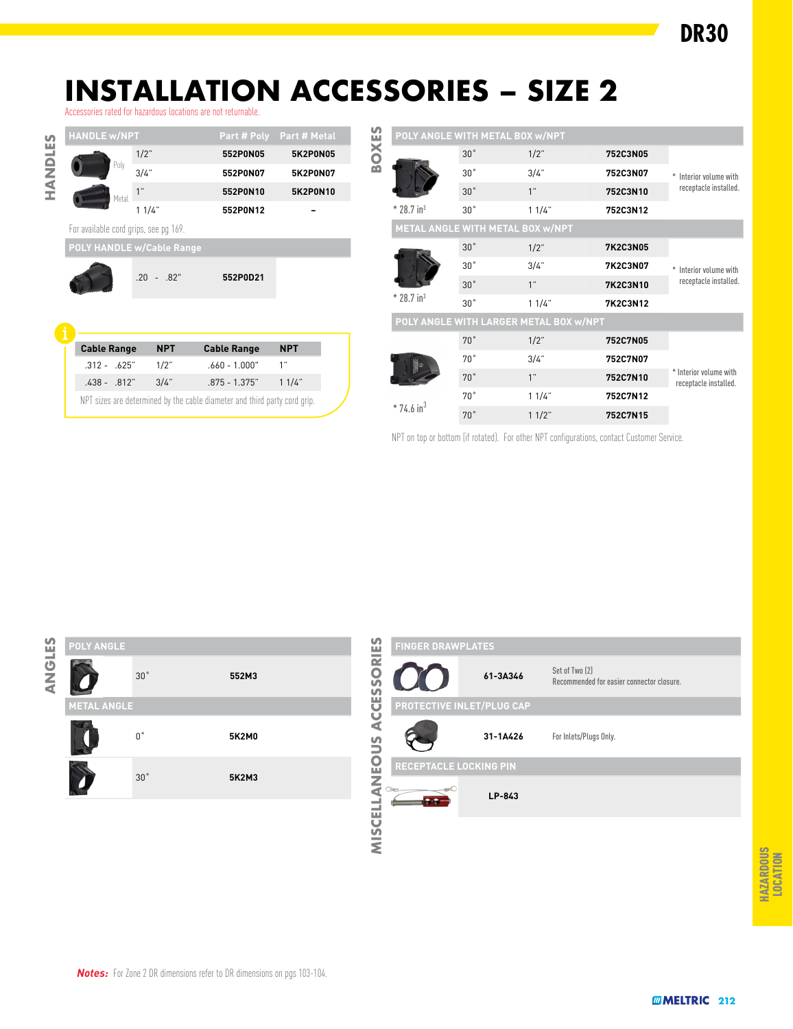# INSTALLATION ACCESSORIES – SIZE 2

Accessories rated for hazardous locations are not returnable.

## HANDLES

| HANDLE w/NPT | | Part # Poly | Part # Metal |
|---|---|---|---|
| Poly | 1/2" | 552P0N05 | 5K2P0N05 |
| | 3/4" | 552P0N07 | 5K2P0N07 |
| Metal | 1" | 552P0N10 | 5K2P0N10 |
| | 1 1/4" | 552P0N12 | – |

For available cord grips, see pg 169.

| POLY HANDLE w/Cable Range | |
|---|---|
| .20 - .82" | 552P0D21 |

| Cable Range | NPT | Cable Range | NPT |
|---|---|---|---|
| .312 - .625" | 1/2" | .660 - 1.000" | 1" |
| .438 - .812" | 3/4" | .875 - 1.375" | 1 1/4" |

NPT sizes are determined by the cable diameter and third party cord grip.

## BOXES

| POLY ANGLE WITH METAL BOX w/NPT | | | |
|---|---|---|---|
| 30˚ | 1/2" | 752C3N05 | * Interior volume with receptacle installed. |
| 30˚ | 3/4" | 752C3N07 | |
| 30˚ | 1" | 752C3N10 | |
| 30˚ | 1 1/4" | 752C3N12 | |

* 28.7 in³

| METAL ANGLE WITH METAL BOX w/NPT | | | |
|---|---|---|---|
| 30˚ | 1/2" | 7K2C3N05 | * Interior volume with receptacle installed. |
| 30˚ | 3/4" | 7K2C3N07 | |
| 30˚ | 1" | 7K2C3N10 | |
| 30˚ | 1 1/4" | 7K2C3N12 | |

* 28.7 in³

| POLY ANGLE WITH LARGER METAL BOX w/NPT | | | |
|---|---|---|---|
| 70˚ | 1/2" | 752C7N05 | * Interior volume with receptacle installed. |
| 70˚ | 3/4" | 752C7N07 | |
| 70˚ | 1" | 752C7N10 | |
| 70˚ | 1 1/4" | 752C7N12 | |
| 70˚ | 1 1/2" | 752C7N15 | |

* 74.6 in³

NPT on top or bottom (if rotated). For other NPT configurations, contact Customer Service.

## ANGLES

| POLY ANGLE | |
|---|---|
| 30˚ | 552M3 |

| METAL ANGLE | |
|---|---|
| 0˚ | 5K2M0 |
| 30˚ | 5K2M3 |

## MISCELLANEOUS ACCESSORIES

| FINGER DRAWPLATES | |
|---|---|
| 61-3A346 | Set of Two (2) Recommended for easier connector closure. |

| PROTECTIVE INLET/PLUG CAP | |
|---|---|
| 31-1A426 | For Inlets/Plugs Only. |

| RECEPTACLE LOCKING PIN |
|---|
| LP-843 |

***Notes:*** For Zone 2 DR dimensions refer to DR dimensions on pgs 103-104.